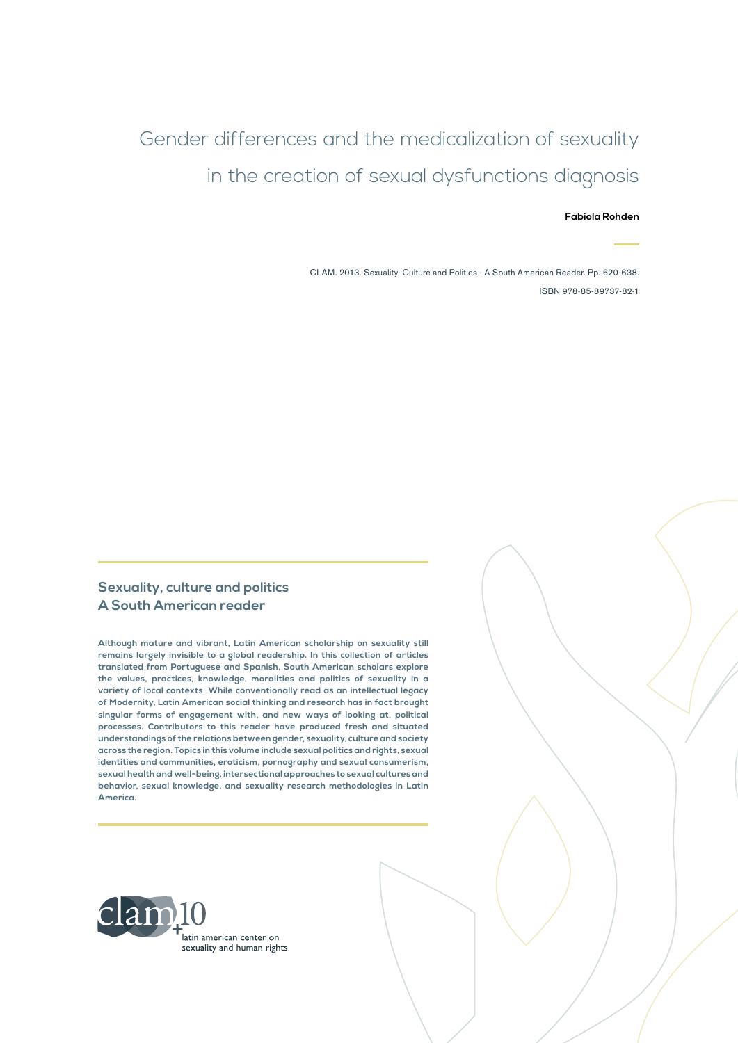# Gender differences and the medicalization of sexuality in the creation of sexual dysfunctions diagnosis

**Fabíola Rohden**

CLAM. 2013. Sexuality, Culture and Politics - A South American Reader. Pp. 620-638.

ISBN 978-85-89737-82-1

## Sexuality, culture and politics
## A South American reader

**Although mature and vibrant, Latin American scholarship on sexuality still remains largely invisible to a global readership. In this collection of articles translated from Portuguese and Spanish, South American scholars explore the values, practices, knowledge, moralities and politics of sexuality in a variety of local contexts. While conventionally read as an intellectual legacy of Modernity, Latin American social thinking and research has in fact brought singular forms of engagement with, and new ways of looking at, political processes. Contributors to this reader have produced fresh and situated understandings of the relations between gender, sexuality, culture and society across the region. Topics in this volume include sexual politics and rights, sexual identities and communities, eroticism, pornography and sexual consumerism, sexual health and well-being, intersectional approaches to sexual cultures and behavior, sexual knowledge, and sexuality research methodologies in Latin America.**

clam+10

latin american center on sexuality and human rights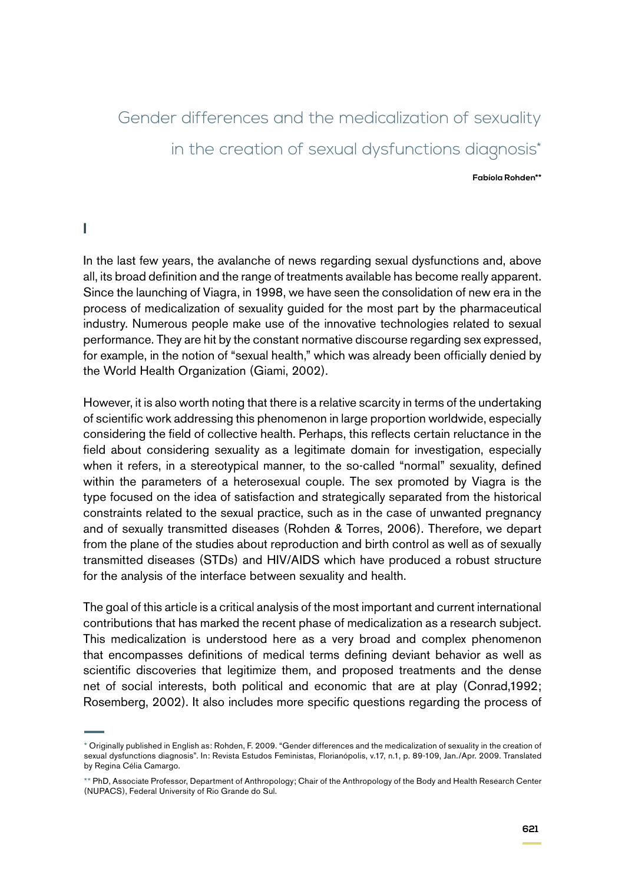# Gender differences and the medicalization of sexuality in the creation of sexual dysfunctions diagnosis*

**Fabíola Rohden****

## I

In the last few years, the avalanche of news regarding sexual dysfunctions and, above all, its broad definition and the range of treatments available has become really apparent. Since the launching of Viagra, in 1998, we have seen the consolidation of new era in the process of medicalization of sexuality guided for the most part by the pharmaceutical industry. Numerous people make use of the innovative technologies related to sexual performance. They are hit by the constant normative discourse regarding sex expressed, for example, in the notion of "sexual health," which was already been officially denied by the World Health Organization (Giami, 2002).

However, it is also worth noting that there is a relative scarcity in terms of the undertaking of scientific work addressing this phenomenon in large proportion worldwide, especially considering the field of collective health. Perhaps, this reflects certain reluctance in the field about considering sexuality as a legitimate domain for investigation, especially when it refers, in a stereotypical manner, to the so-called "normal" sexuality, defined within the parameters of a heterosexual couple. The sex promoted by Viagra is the type focused on the idea of satisfaction and strategically separated from the historical constraints related to the sexual practice, such as in the case of unwanted pregnancy and of sexually transmitted diseases (Rohden & Torres, 2006). Therefore, we depart from the plane of the studies about reproduction and birth control as well as of sexually transmitted diseases (STDs) and HIV/AIDS which have produced a robust structure for the analysis of the interface between sexuality and health.

The goal of this article is a critical analysis of the most important and current international contributions that has marked the recent phase of medicalization as a research subject. This medicalization is understood here as a very broad and complex phenomenon that encompasses definitions of medical terms defining deviant behavior as well as scientific discoveries that legitimize them, and proposed treatments and the dense net of social interests, both political and economic that are at play (Conrad,1992; Rosemberg, 2002). It also includes more specific questions regarding the process of

---

* Originally published in English as: Rohden, F. 2009. "Gender differences and the medicalization of sexuality in the creation of sexual dysfunctions diagnosis". In: Revista Estudos Feministas, Florianópolis, v.17, n.1, p. 89-109, Jan./Apr. 2009. Translated by Regina Célia Camargo.

** PhD, Associate Professor, Department of Anthropology; Chair of the Anthropology of the Body and Health Research Center (NUPACS), Federal University of Rio Grande do Sul.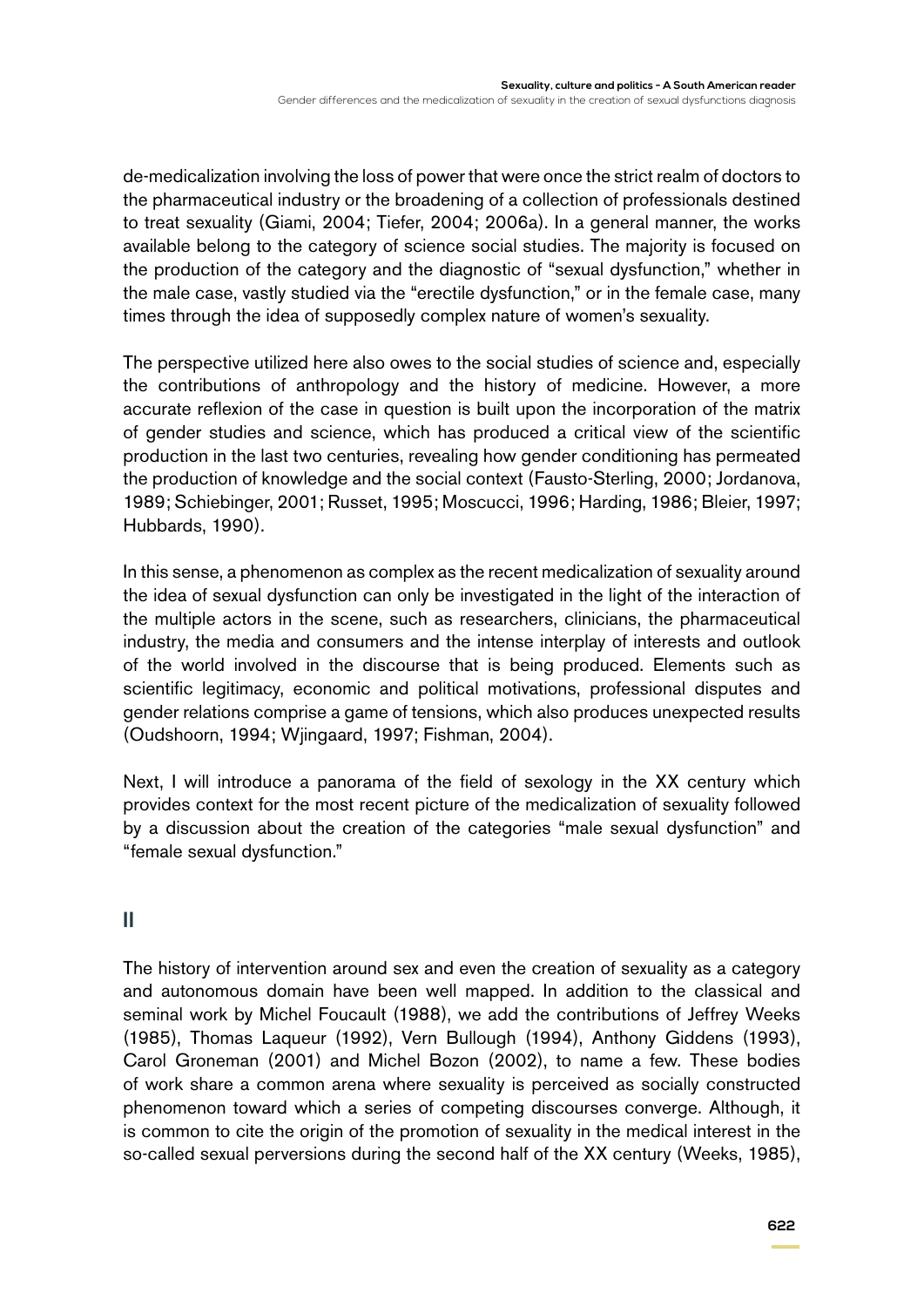de-medicalization involving the loss of power that were once the strict realm of doctors to the pharmaceutical industry or the broadening of a collection of professionals destined to treat sexuality (Giami, 2004; Tiefer, 2004; 2006a). In a general manner, the works available belong to the category of science social studies. The majority is focused on the production of the category and the diagnostic of "sexual dysfunction," whether in the male case, vastly studied via the "erectile dysfunction," or in the female case, many times through the idea of supposedly complex nature of women's sexuality.

The perspective utilized here also owes to the social studies of science and, especially the contributions of anthropology and the history of medicine. However, a more accurate reflexion of the case in question is built upon the incorporation of the matrix of gender studies and science, which has produced a critical view of the scientific production in the last two centuries, revealing how gender conditioning has permeated the production of knowledge and the social context (Fausto-Sterling, 2000; Jordanova, 1989; Schiebinger, 2001; Russet, 1995; Moscucci, 1996; Harding, 1986; Bleier, 1997; Hubbards, 1990).

In this sense, a phenomenon as complex as the recent medicalization of sexuality around the idea of sexual dysfunction can only be investigated in the light of the interaction of the multiple actors in the scene, such as researchers, clinicians, the pharmaceutical industry, the media and consumers and the intense interplay of interests and outlook of the world involved in the discourse that is being produced. Elements such as scientific legitimacy, economic and political motivations, professional disputes and gender relations comprise a game of tensions, which also produces unexpected results (Oudshoorn, 1994; Wjingaard, 1997; Fishman, 2004).

Next, I will introduce a panorama of the field of sexology in the XX century which provides context for the most recent picture of the medicalization of sexuality followed by a discussion about the creation of the categories "male sexual dysfunction" and "female sexual dysfunction."

## II

The history of intervention around sex and even the creation of sexuality as a category and autonomous domain have been well mapped. In addition to the classical and seminal work by Michel Foucault (1988), we add the contributions of Jeffrey Weeks (1985), Thomas Laqueur (1992), Vern Bullough (1994), Anthony Giddens (1993), Carol Groneman (2001) and Michel Bozon (2002), to name a few. These bodies of work share a common arena where sexuality is perceived as socially constructed phenomenon toward which a series of competing discourses converge. Although, it is common to cite the origin of the promotion of sexuality in the medical interest in the so-called sexual perversions during the second half of the XX century (Weeks, 1985),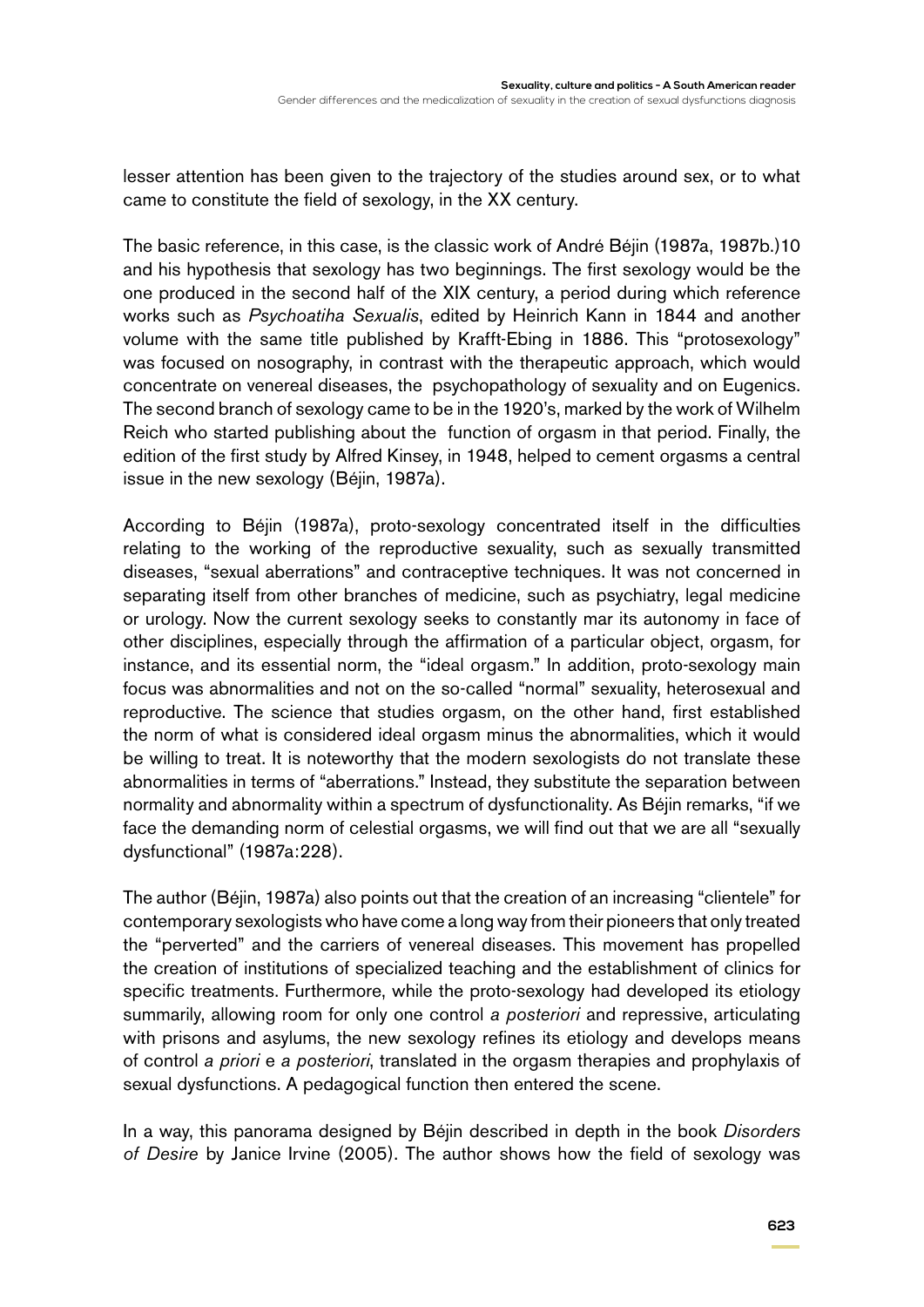lesser attention has been given to the trajectory of the studies around sex, or to what came to constitute the field of sexology, in the XX century.

The basic reference, in this case, is the classic work of André Béjin (1987a, 1987b.)10 and his hypothesis that sexology has two beginnings. The first sexology would be the one produced in the second half of the XIX century, a period during which reference works such as *Psychoatiha Sexualis*, edited by Heinrich Kann in 1844 and another volume with the same title published by Krafft-Ebing in 1886. This "protosexology" was focused on nosography, in contrast with the therapeutic approach, which would concentrate on venereal diseases, the psychopathology of sexuality and on Eugenics. The second branch of sexology came to be in the 1920's, marked by the work of Wilhelm Reich who started publishing about the function of orgasm in that period. Finally, the edition of the first study by Alfred Kinsey, in 1948, helped to cement orgasms a central issue in the new sexology (Béjin, 1987a).

According to Béjin (1987a), proto-sexology concentrated itself in the difficulties relating to the working of the reproductive sexuality, such as sexually transmitted diseases, "sexual aberrations" and contraceptive techniques. It was not concerned in separating itself from other branches of medicine, such as psychiatry, legal medicine or urology. Now the current sexology seeks to constantly mar its autonomy in face of other disciplines, especially through the affirmation of a particular object, orgasm, for instance, and its essential norm, the "ideal orgasm." In addition, proto-sexology main focus was abnormalities and not on the so-called "normal" sexuality, heterosexual and reproductive. The science that studies orgasm, on the other hand, first established the norm of what is considered ideal orgasm minus the abnormalities, which it would be willing to treat. It is noteworthy that the modern sexologists do not translate these abnormalities in terms of "aberrations." Instead, they substitute the separation between normality and abnormality within a spectrum of dysfunctionality. As Béjin remarks, "if we face the demanding norm of celestial orgasms, we will find out that we are all "sexually dysfunctional" (1987a:228).

The author (Béjin, 1987a) also points out that the creation of an increasing "clientele" for contemporary sexologists who have come a long way from their pioneers that only treated the "perverted" and the carriers of venereal diseases. This movement has propelled the creation of institutions of specialized teaching and the establishment of clinics for specific treatments. Furthermore, while the proto-sexology had developed its etiology summarily, allowing room for only one control *a posteriori* and repressive, articulating with prisons and asylums, the new sexology refines its etiology and develops means of control *a priori* e *a posteriori*, translated in the orgasm therapies and prophylaxis of sexual dysfunctions. A pedagogical function then entered the scene.

In a way, this panorama designed by Béjin described in depth in the book *Disorders of Desire* by Janice Irvine (2005). The author shows how the field of sexology was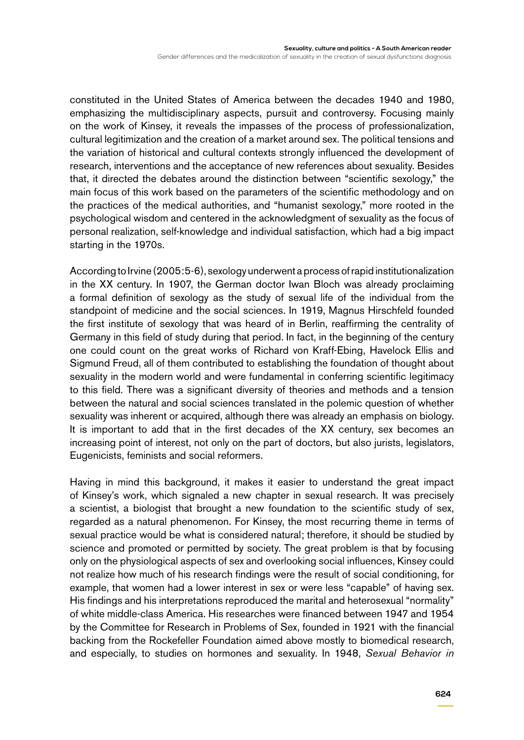constituted in the United States of America between the decades 1940 and 1980, emphasizing the multidisciplinary aspects, pursuit and controversy. Focusing mainly on the work of Kinsey, it reveals the impasses of the process of professionalization, cultural legitimization and the creation of a market around sex. The political tensions and the variation of historical and cultural contexts strongly influenced the development of research, interventions and the acceptance of new references about sexuality. Besides that, it directed the debates around the distinction between "scientific sexology," the main focus of this work based on the parameters of the scientific methodology and on the practices of the medical authorities, and "humanist sexology," more rooted in the psychological wisdom and centered in the acknowledgment of sexuality as the focus of personal realization, self-knowledge and individual satisfaction, which had a big impact starting in the 1970s.

According to Irvine (2005:5-6), sexology underwent a process of rapid institutionalization in the XX century. In 1907, the German doctor Iwan Bloch was already proclaiming a formal definition of sexology as the study of sexual life of the individual from the standpoint of medicine and the social sciences. In 1919, Magnus Hirschfeld founded the first institute of sexology that was heard of in Berlin, reaffirming the centrality of Germany in this field of study during that period. In fact, in the beginning of the century one could count on the great works of Richard von Kraff-Ebing, Havelock Ellis and Sigmund Freud, all of them contributed to establishing the foundation of thought about sexuality in the modern world and were fundamental in conferring scientific legitimacy to this field. There was a significant diversity of theories and methods and a tension between the natural and social sciences translated in the polemic question of whether sexuality was inherent or acquired, although there was already an emphasis on biology. It is important to add that in the first decades of the XX century, sex becomes an increasing point of interest, not only on the part of doctors, but also jurists, legislators, Eugenicists, feminists and social reformers.

Having in mind this background, it makes it easier to understand the great impact of Kinsey's work, which signaled a new chapter in sexual research. It was precisely a scientist, a biologist that brought a new foundation to the scientific study of sex, regarded as a natural phenomenon. For Kinsey, the most recurring theme in terms of sexual practice would be what is considered natural; therefore, it should be studied by science and promoted or permitted by society. The great problem is that by focusing only on the physiological aspects of sex and overlooking social influences, Kinsey could not realize how much of his research findings were the result of social conditioning, for example, that women had a lower interest in sex or were less "capable" of having sex. His findings and his interpretations reproduced the marital and heterosexual "normality" of white middle-class America. His researches were financed between 1947 and 1954 by the Committee for Research in Problems of Sex, founded in 1921 with the financial backing from the Rockefeller Foundation aimed above mostly to biomedical research, and especially, to studies on hormones and sexuality. In 1948, *Sexual Behavior in*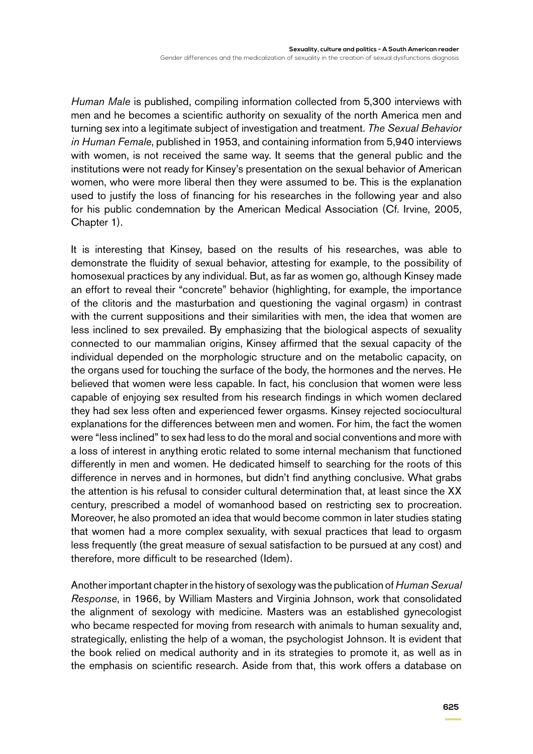*Human Male* is published, compiling information collected from 5,300 interviews with men and he becomes a scientific authority on sexuality of the north America men and turning sex into a legitimate subject of investigation and treatment. *The Sexual Behavior in Human Female*, published in 1953, and containing information from 5,940 interviews with women, is not received the same way. It seems that the general public and the institutions were not ready for Kinsey's presentation on the sexual behavior of American women, who were more liberal then they were assumed to be. This is the explanation used to justify the loss of financing for his researches in the following year and also for his public condemnation by the American Medical Association (Cf. Irvine, 2005, Chapter 1).

It is interesting that Kinsey, based on the results of his researches, was able to demonstrate the fluidity of sexual behavior, attesting for example, to the possibility of homosexual practices by any individual. But, as far as women go, although Kinsey made an effort to reveal their "concrete" behavior (highlighting, for example, the importance of the clitoris and the masturbation and questioning the vaginal orgasm) in contrast with the current suppositions and their similarities with men, the idea that women are less inclined to sex prevailed. By emphasizing that the biological aspects of sexuality connected to our mammalian origins, Kinsey affirmed that the sexual capacity of the individual depended on the morphologic structure and on the metabolic capacity, on the organs used for touching the surface of the body, the hormones and the nerves. He believed that women were less capable. In fact, his conclusion that women were less capable of enjoying sex resulted from his research findings in which women declared they had sex less often and experienced fewer orgasms. Kinsey rejected sociocultural explanations for the differences between men and women. For him, the fact the women were "less inclined" to sex had less to do the moral and social conventions and more with a loss of interest in anything erotic related to some internal mechanism that functioned differently in men and women. He dedicated himself to searching for the roots of this difference in nerves and in hormones, but didn't find anything conclusive. What grabs the attention is his refusal to consider cultural determination that, at least since the XX century, prescribed a model of womanhood based on restricting sex to procreation. Moreover, he also promoted an idea that would become common in later studies stating that women had a more complex sexuality, with sexual practices that lead to orgasm less frequently (the great measure of sexual satisfaction to be pursued at any cost) and therefore, more difficult to be researched (Idem).

Another important chapter in the history of sexology was the publication of *Human Sexual Response*, in 1966, by William Masters and Virginia Johnson, work that consolidated the alignment of sexology with medicine. Masters was an established gynecologist who became respected for moving from research with animals to human sexuality and, strategically, enlisting the help of a woman, the psychologist Johnson. It is evident that the book relied on medical authority and in its strategies to promote it, as well as in the emphasis on scientific research. Aside from that, this work offers a database on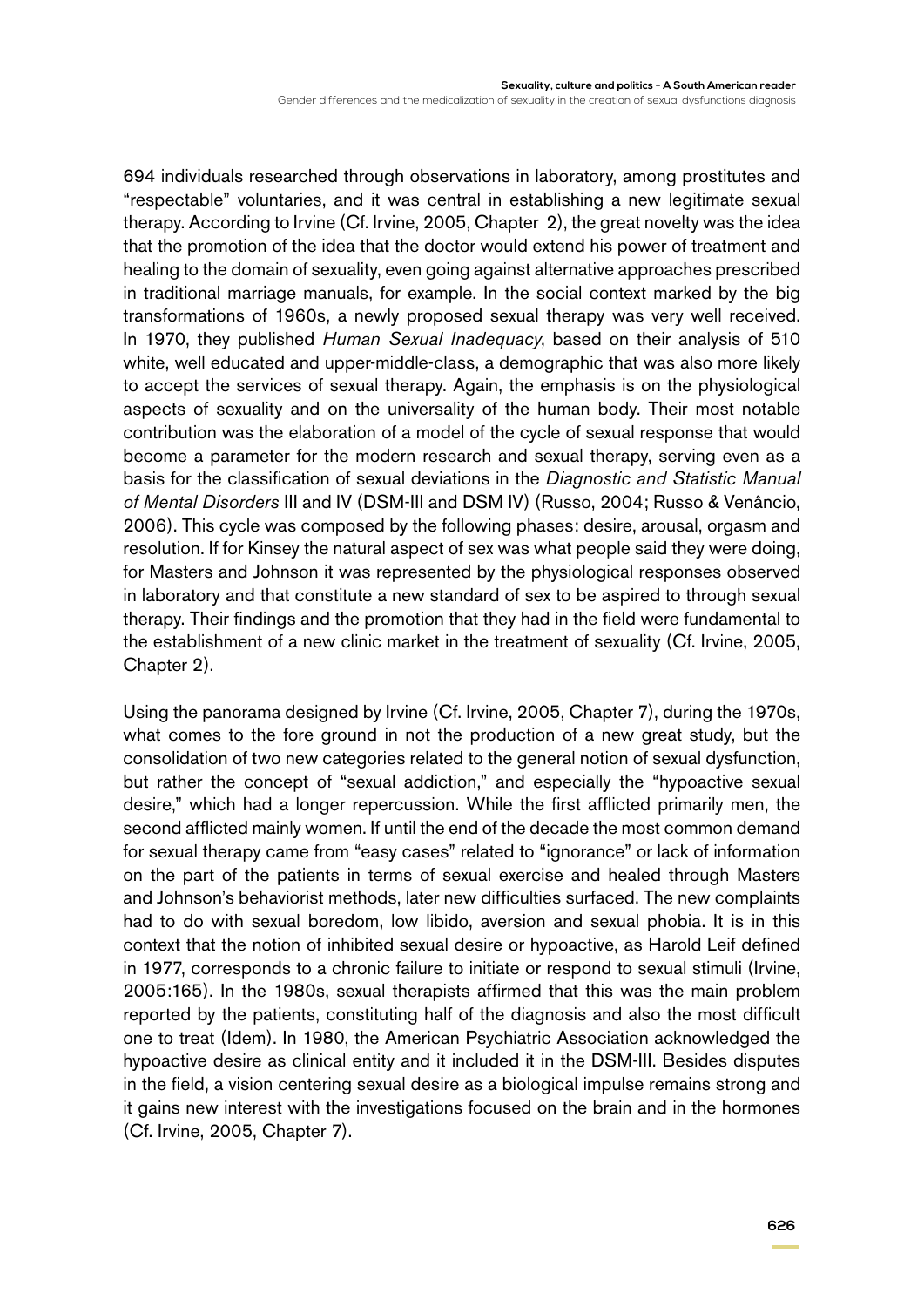694 individuals researched through observations in laboratory, among prostitutes and "respectable" voluntaries, and it was central in establishing a new legitimate sexual therapy. According to Irvine (Cf. Irvine, 2005, Chapter 2), the great novelty was the idea that the promotion of the idea that the doctor would extend his power of treatment and healing to the domain of sexuality, even going against alternative approaches prescribed in traditional marriage manuals, for example. In the social context marked by the big transformations of 1960s, a newly proposed sexual therapy was very well received. In 1970, they published *Human Sexual Inadequacy*, based on their analysis of 510 white, well educated and upper-middle-class, a demographic that was also more likely to accept the services of sexual therapy. Again, the emphasis is on the physiological aspects of sexuality and on the universality of the human body. Their most notable contribution was the elaboration of a model of the cycle of sexual response that would become a parameter for the modern research and sexual therapy, serving even as a basis for the classification of sexual deviations in the *Diagnostic and Statistic Manual of Mental Disorders* III and IV (DSM-III and DSM IV) (Russo, 2004; Russo & Venâncio, 2006). This cycle was composed by the following phases: desire, arousal, orgasm and resolution. If for Kinsey the natural aspect of sex was what people said they were doing, for Masters and Johnson it was represented by the physiological responses observed in laboratory and that constitute a new standard of sex to be aspired to through sexual therapy. Their findings and the promotion that they had in the field were fundamental to the establishment of a new clinic market in the treatment of sexuality (Cf. Irvine, 2005, Chapter 2).

Using the panorama designed by Irvine (Cf. Irvine, 2005, Chapter 7), during the 1970s, what comes to the fore ground in not the production of a new great study, but the consolidation of two new categories related to the general notion of sexual dysfunction, but rather the concept of "sexual addiction," and especially the "hypoactive sexual desire," which had a longer repercussion. While the first afflicted primarily men, the second afflicted mainly women. If until the end of the decade the most common demand for sexual therapy came from "easy cases" related to "ignorance" or lack of information on the part of the patients in terms of sexual exercise and healed through Masters and Johnson's behaviorist methods, later new difficulties surfaced. The new complaints had to do with sexual boredom, low libido, aversion and sexual phobia. It is in this context that the notion of inhibited sexual desire or hypoactive, as Harold Leif defined in 1977, corresponds to a chronic failure to initiate or respond to sexual stimuli (Irvine, 2005:165). In the 1980s, sexual therapists affirmed that this was the main problem reported by the patients, constituting half of the diagnosis and also the most difficult one to treat (Idem). In 1980, the American Psychiatric Association acknowledged the hypoactive desire as clinical entity and it included it in the DSM-III. Besides disputes in the field, a vision centering sexual desire as a biological impulse remains strong and it gains new interest with the investigations focused on the brain and in the hormones (Cf. Irvine, 2005, Chapter 7).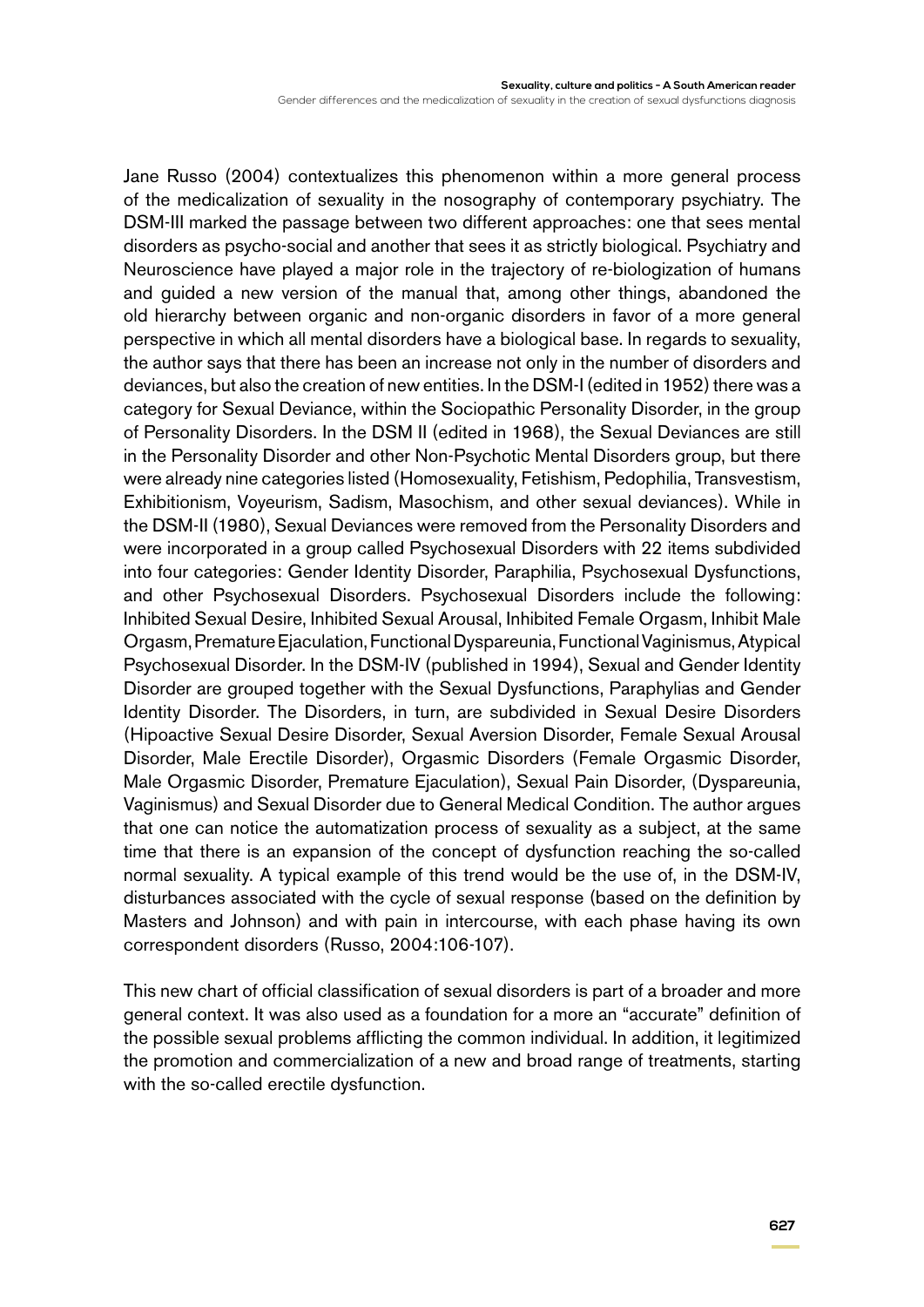Jane Russo (2004) contextualizes this phenomenon within a more general process of the medicalization of sexuality in the nosography of contemporary psychiatry. The DSM-III marked the passage between two different approaches: one that sees mental disorders as psycho-social and another that sees it as strictly biological. Psychiatry and Neuroscience have played a major role in the trajectory of re-biologization of humans and guided a new version of the manual that, among other things, abandoned the old hierarchy between organic and non-organic disorders in favor of a more general perspective in which all mental disorders have a biological base. In regards to sexuality, the author says that there has been an increase not only in the number of disorders and deviances, but also the creation of new entities. In the DSM-I (edited in 1952) there was a category for Sexual Deviance, within the Sociopathic Personality Disorder, in the group of Personality Disorders. In the DSM II (edited in 1968), the Sexual Deviances are still in the Personality Disorder and other Non-Psychotic Mental Disorders group, but there were already nine categories listed (Homosexuality, Fetishism, Pedophilia, Transvestism, Exhibitionism, Voyeurism, Sadism, Masochism, and other sexual deviances). While in the DSM-II (1980), Sexual Deviances were removed from the Personality Disorders and were incorporated in a group called Psychosexual Disorders with 22 items subdivided into four categories: Gender Identity Disorder, Paraphilia, Psychosexual Dysfunctions, and other Psychosexual Disorders. Psychosexual Disorders include the following: Inhibited Sexual Desire, Inhibited Sexual Arousal, Inhibited Female Orgasm, Inhibit Male Orgasm, Premature Ejaculation, Functional Dyspareunia, Functional Vaginismus, Atypical Psychosexual Disorder. In the DSM-IV (published in 1994), Sexual and Gender Identity Disorder are grouped together with the Sexual Dysfunctions, Paraphylias and Gender Identity Disorder. The Disorders, in turn, are subdivided in Sexual Desire Disorders (Hipoactive Sexual Desire Disorder, Sexual Aversion Disorder, Female Sexual Arousal Disorder, Male Erectile Disorder), Orgasmic Disorders (Female Orgasmic Disorder, Male Orgasmic Disorder, Premature Ejaculation), Sexual Pain Disorder, (Dyspareunia, Vaginismus) and Sexual Disorder due to General Medical Condition. The author argues that one can notice the automatization process of sexuality as a subject, at the same time that there is an expansion of the concept of dysfunction reaching the so-called normal sexuality. A typical example of this trend would be the use of, in the DSM-IV, disturbances associated with the cycle of sexual response (based on the definition by Masters and Johnson) and with pain in intercourse, with each phase having its own correspondent disorders (Russo, 2004:106-107).

This new chart of official classification of sexual disorders is part of a broader and more general context. It was also used as a foundation for a more an "accurate" definition of the possible sexual problems afflicting the common individual. In addition, it legitimized the promotion and commercialization of a new and broad range of treatments, starting with the so-called erectile dysfunction.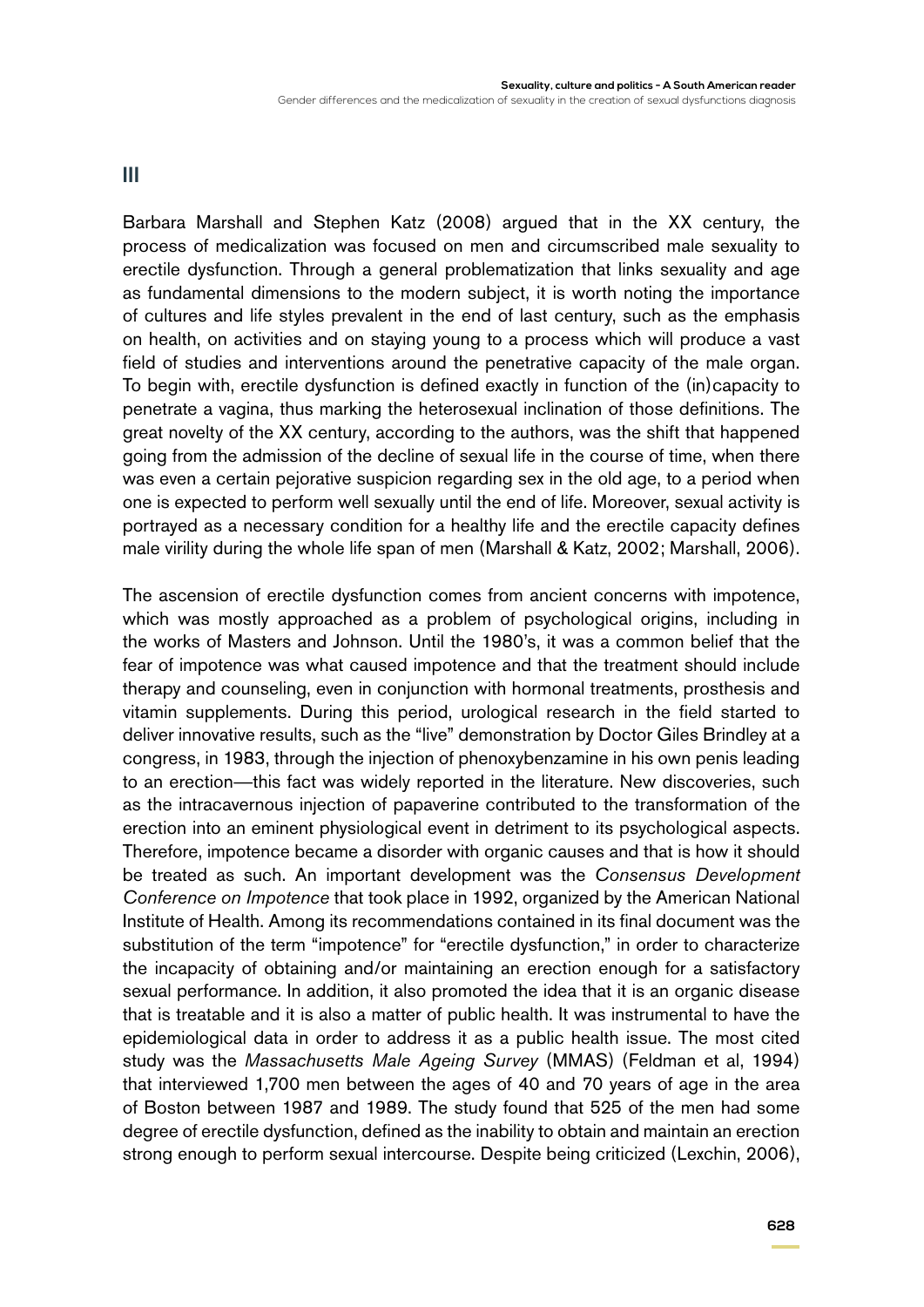## III

Barbara Marshall and Stephen Katz (2008) argued that in the XX century, the process of medicalization was focused on men and circumscribed male sexuality to erectile dysfunction. Through a general problematization that links sexuality and age as fundamental dimensions to the modern subject, it is worth noting the importance of cultures and life styles prevalent in the end of last century, such as the emphasis on health, on activities and on staying young to a process which will produce a vast field of studies and interventions around the penetrative capacity of the male organ. To begin with, erectile dysfunction is defined exactly in function of the (in)capacity to penetrate a vagina, thus marking the heterosexual inclination of those definitions. The great novelty of the XX century, according to the authors, was the shift that happened going from the admission of the decline of sexual life in the course of time, when there was even a certain pejorative suspicion regarding sex in the old age, to a period when one is expected to perform well sexually until the end of life. Moreover, sexual activity is portrayed as a necessary condition for a healthy life and the erectile capacity defines male virility during the whole life span of men (Marshall & Katz, 2002; Marshall, 2006).

The ascension of erectile dysfunction comes from ancient concerns with impotence, which was mostly approached as a problem of psychological origins, including in the works of Masters and Johnson. Until the 1980's, it was a common belief that the fear of impotence was what caused impotence and that the treatment should include therapy and counseling, even in conjunction with hormonal treatments, prosthesis and vitamin supplements. During this period, urological research in the field started to deliver innovative results, such as the "live" demonstration by Doctor Giles Brindley at a congress, in 1983, through the injection of phenoxybenzamine in his own penis leading to an erection—this fact was widely reported in the literature. New discoveries, such as the intracavernous injection of papaverine contributed to the transformation of the erection into an eminent physiological event in detriment to its psychological aspects. Therefore, impotence became a disorder with organic causes and that is how it should be treated as such. An important development was the *Consensus Development Conference on Impotence* that took place in 1992, organized by the American National Institute of Health. Among its recommendations contained in its final document was the substitution of the term "impotence" for "erectile dysfunction," in order to characterize the incapacity of obtaining and/or maintaining an erection enough for a satisfactory sexual performance. In addition, it also promoted the idea that it is an organic disease that is treatable and it is also a matter of public health. It was instrumental to have the epidemiological data in order to address it as a public health issue. The most cited study was the *Massachusetts Male Ageing Survey* (MMAS) (Feldman et al, 1994) that interviewed 1,700 men between the ages of 40 and 70 years of age in the area of Boston between 1987 and 1989. The study found that 525 of the men had some degree of erectile dysfunction, defined as the inability to obtain and maintain an erection strong enough to perform sexual intercourse. Despite being criticized (Lexchin, 2006),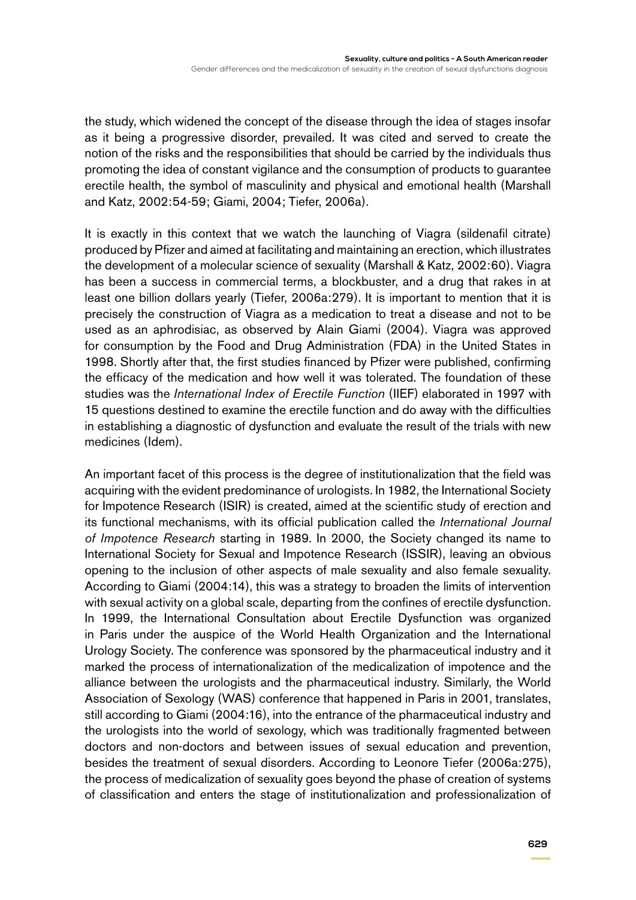the study, which widened the concept of the disease through the idea of stages insofar as it being a progressive disorder, prevailed. It was cited and served to create the notion of the risks and the responsibilities that should be carried by the individuals thus promoting the idea of constant vigilance and the consumption of products to guarantee erectile health, the symbol of masculinity and physical and emotional health (Marshall and Katz, 2002:54-59; Giami, 2004; Tiefer, 2006a).

It is exactly in this context that we watch the launching of Viagra (sildenafil citrate) produced by Pfizer and aimed at facilitating and maintaining an erection, which illustrates the development of a molecular science of sexuality (Marshall & Katz, 2002:60). Viagra has been a success in commercial terms, a blockbuster, and a drug that rakes in at least one billion dollars yearly (Tiefer, 2006a:279). It is important to mention that it is precisely the construction of Viagra as a medication to treat a disease and not to be used as an aphrodisiac, as observed by Alain Giami (2004). Viagra was approved for consumption by the Food and Drug Administration (FDA) in the United States in 1998. Shortly after that, the first studies financed by Pfizer were published, confirming the efficacy of the medication and how well it was tolerated. The foundation of these studies was the *International Index of Erectile Function* (IIEF) elaborated in 1997 with 15 questions destined to examine the erectile function and do away with the difficulties in establishing a diagnostic of dysfunction and evaluate the result of the trials with new medicines (Idem).

An important facet of this process is the degree of institutionalization that the field was acquiring with the evident predominance of urologists. In 1982, the International Society for Impotence Research (ISIR) is created, aimed at the scientific study of erection and its functional mechanisms, with its official publication called the *International Journal of Impotence Research* starting in 1989. In 2000, the Society changed its name to International Society for Sexual and Impotence Research (ISSIR), leaving an obvious opening to the inclusion of other aspects of male sexuality and also female sexuality. According to Giami (2004:14), this was a strategy to broaden the limits of intervention with sexual activity on a global scale, departing from the confines of erectile dysfunction. In 1999, the International Consultation about Erectile Dysfunction was organized in Paris under the auspice of the World Health Organization and the International Urology Society. The conference was sponsored by the pharmaceutical industry and it marked the process of internationalization of the medicalization of impotence and the alliance between the urologists and the pharmaceutical industry. Similarly, the World Association of Sexology (WAS) conference that happened in Paris in 2001, translates, still according to Giami (2004:16), into the entrance of the pharmaceutical industry and the urologists into the world of sexology, which was traditionally fragmented between doctors and non-doctors and between issues of sexual education and prevention, besides the treatment of sexual disorders. According to Leonore Tiefer (2006a:275), the process of medicalization of sexuality goes beyond the phase of creation of systems of classification and enters the stage of institutionalization and professionalization of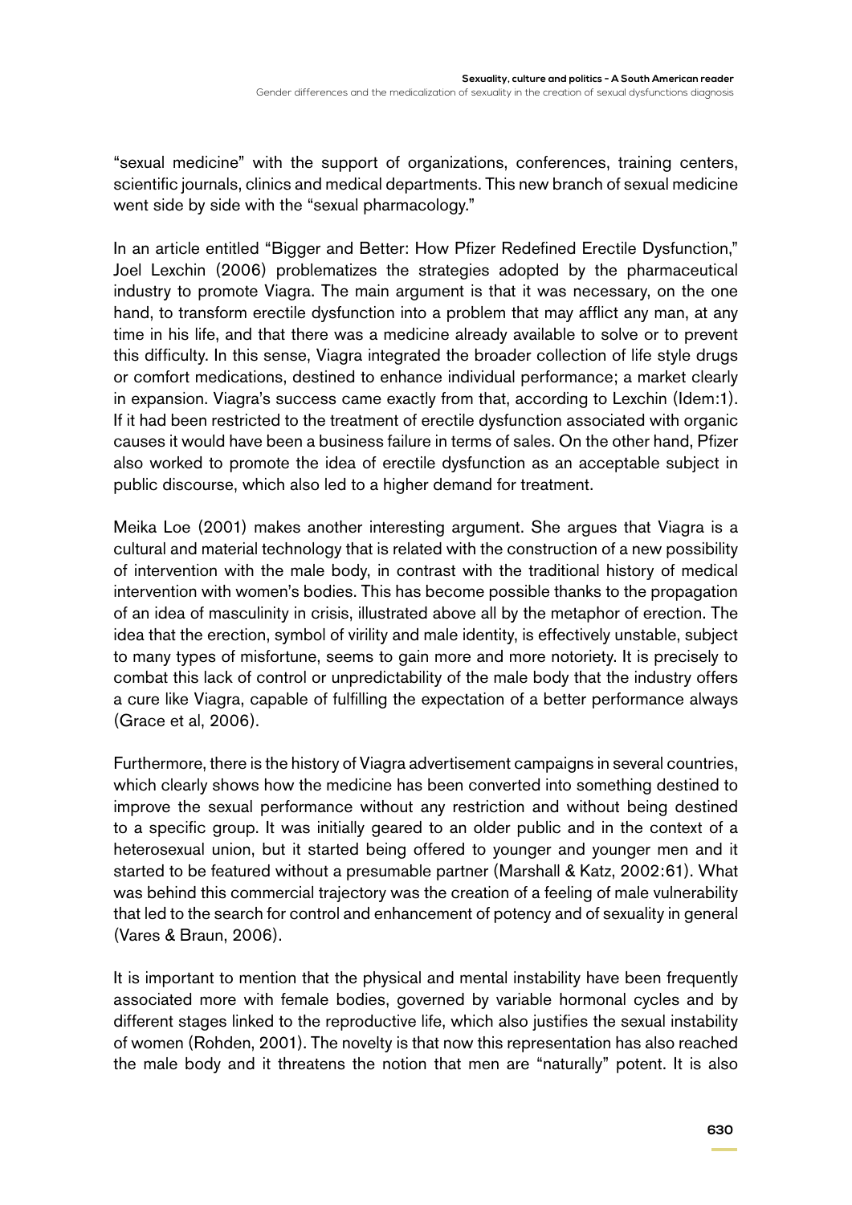"sexual medicine" with the support of organizations, conferences, training centers, scientific journals, clinics and medical departments. This new branch of sexual medicine went side by side with the "sexual pharmacology."

In an article entitled "Bigger and Better: How Pfizer Redefined Erectile Dysfunction," Joel Lexchin (2006) problematizes the strategies adopted by the pharmaceutical industry to promote Viagra. The main argument is that it was necessary, on the one hand, to transform erectile dysfunction into a problem that may afflict any man, at any time in his life, and that there was a medicine already available to solve or to prevent this difficulty. In this sense, Viagra integrated the broader collection of life style drugs or comfort medications, destined to enhance individual performance; a market clearly in expansion. Viagra's success came exactly from that, according to Lexchin (Idem:1). If it had been restricted to the treatment of erectile dysfunction associated with organic causes it would have been a business failure in terms of sales. On the other hand, Pfizer also worked to promote the idea of erectile dysfunction as an acceptable subject in public discourse, which also led to a higher demand for treatment.

Meika Loe (2001) makes another interesting argument. She argues that Viagra is a cultural and material technology that is related with the construction of a new possibility of intervention with the male body, in contrast with the traditional history of medical intervention with women's bodies. This has become possible thanks to the propagation of an idea of masculinity in crisis, illustrated above all by the metaphor of erection. The idea that the erection, symbol of virility and male identity, is effectively unstable, subject to many types of misfortune, seems to gain more and more notoriety. It is precisely to combat this lack of control or unpredictability of the male body that the industry offers a cure like Viagra, capable of fulfilling the expectation of a better performance always (Grace et al, 2006).

Furthermore, there is the history of Viagra advertisement campaigns in several countries, which clearly shows how the medicine has been converted into something destined to improve the sexual performance without any restriction and without being destined to a specific group. It was initially geared to an older public and in the context of a heterosexual union, but it started being offered to younger and younger men and it started to be featured without a presumable partner (Marshall & Katz, 2002:61). What was behind this commercial trajectory was the creation of a feeling of male vulnerability that led to the search for control and enhancement of potency and of sexuality in general (Vares & Braun, 2006).

It is important to mention that the physical and mental instability have been frequently associated more with female bodies, governed by variable hormonal cycles and by different stages linked to the reproductive life, which also justifies the sexual instability of women (Rohden, 2001). The novelty is that now this representation has also reached the male body and it threatens the notion that men are "naturally" potent. It is also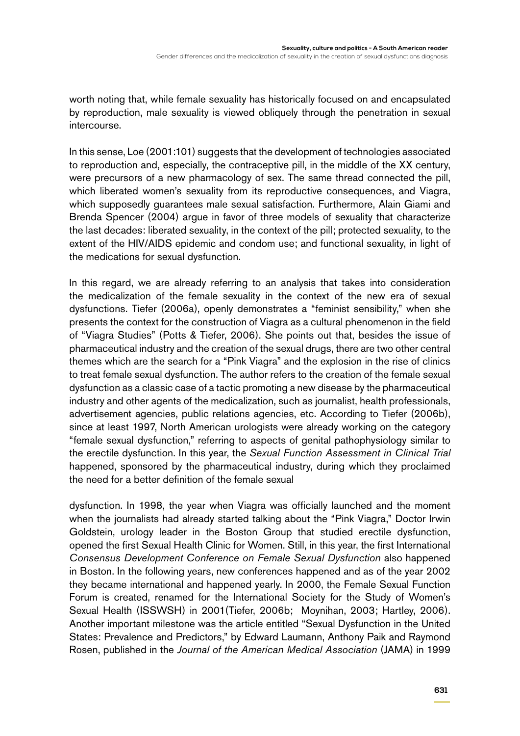worth noting that, while female sexuality has historically focused on and encapsulated by reproduction, male sexuality is viewed obliquely through the penetration in sexual intercourse.

In this sense, Loe (2001:101) suggests that the development of technologies associated to reproduction and, especially, the contraceptive pill, in the middle of the XX century, were precursors of a new pharmacology of sex. The same thread connected the pill, which liberated women's sexuality from its reproductive consequences, and Viagra, which supposedly guarantees male sexual satisfaction. Furthermore, Alain Giami and Brenda Spencer (2004) argue in favor of three models of sexuality that characterize the last decades: liberated sexuality, in the context of the pill; protected sexuality, to the extent of the HIV/AIDS epidemic and condom use; and functional sexuality, in light of the medications for sexual dysfunction.

In this regard, we are already referring to an analysis that takes into consideration the medicalization of the female sexuality in the context of the new era of sexual dysfunctions. Tiefer (2006a), openly demonstrates a "feminist sensibility," when she presents the context for the construction of Viagra as a cultural phenomenon in the field of "Viagra Studies" (Potts & Tiefer, 2006). She points out that, besides the issue of pharmaceutical industry and the creation of the sexual drugs, there are two other central themes which are the search for a "Pink Viagra" and the explosion in the rise of clinics to treat female sexual dysfunction. The author refers to the creation of the female sexual dysfunction as a classic case of a tactic promoting a new disease by the pharmaceutical industry and other agents of the medicalization, such as journalist, health professionals, advertisement agencies, public relations agencies, etc. According to Tiefer (2006b), since at least 1997, North American urologists were already working on the category "female sexual dysfunction," referring to aspects of genital pathophysiology similar to the erectile dysfunction. In this year, the *Sexual Function Assessment in Clinical Trial* happened, sponsored by the pharmaceutical industry, during which they proclaimed the need for a better definition of the female sexual dysfunction. In 1998, the year when Viagra was officially launched and the moment when the journalists had already started talking about the "Pink Viagra," Doctor Irwin Goldstein, urology leader in the Boston Group that studied erectile dysfunction, opened the first Sexual Health Clinic for Women. Still, in this year, the first International *Consensus Development Conference on Female Sexual Dysfunction* also happened in Boston. In the following years, new conferences happened and as of the year 2002 they became international and happened yearly. In 2000, the Female Sexual Function Forum is created, renamed for the International Society for the Study of Women's Sexual Health (ISSWSH) in 2001(Tiefer, 2006b; Moynihan, 2003; Hartley, 2006). Another important milestone was the article entitled "Sexual Dysfunction in the United States: Prevalence and Predictors," by Edward Laumann, Anthony Paik and Raymond Rosen, published in the *Journal of the American Medical Association* (JAMA) in 1999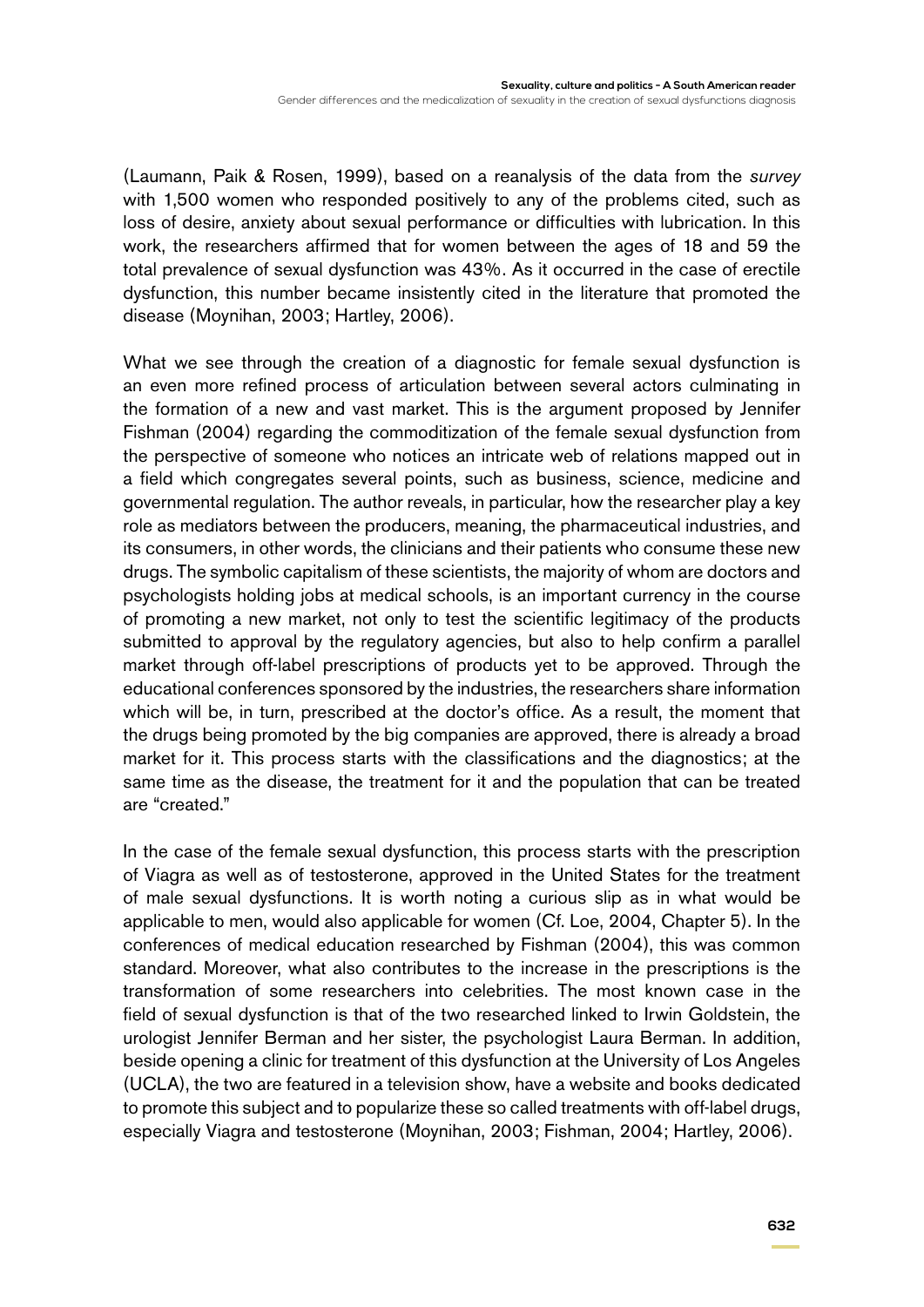(Laumann, Paik & Rosen, 1999), based on a reanalysis of the data from the *survey* with 1,500 women who responded positively to any of the problems cited, such as loss of desire, anxiety about sexual performance or difficulties with lubrication. In this work, the researchers affirmed that for women between the ages of 18 and 59 the total prevalence of sexual dysfunction was 43%. As it occurred in the case of erectile dysfunction, this number became insistently cited in the literature that promoted the disease (Moynihan, 2003; Hartley, 2006).

What we see through the creation of a diagnostic for female sexual dysfunction is an even more refined process of articulation between several actors culminating in the formation of a new and vast market. This is the argument proposed by Jennifer Fishman (2004) regarding the commoditization of the female sexual dysfunction from the perspective of someone who notices an intricate web of relations mapped out in a field which congregates several points, such as business, science, medicine and governmental regulation. The author reveals, in particular, how the researcher play a key role as mediators between the producers, meaning, the pharmaceutical industries, and its consumers, in other words, the clinicians and their patients who consume these new drugs. The symbolic capitalism of these scientists, the majority of whom are doctors and psychologists holding jobs at medical schools, is an important currency in the course of promoting a new market, not only to test the scientific legitimacy of the products submitted to approval by the regulatory agencies, but also to help confirm a parallel market through off-label prescriptions of products yet to be approved. Through the educational conferences sponsored by the industries, the researchers share information which will be, in turn, prescribed at the doctor's office. As a result, the moment that the drugs being promoted by the big companies are approved, there is already a broad market for it. This process starts with the classifications and the diagnostics; at the same time as the disease, the treatment for it and the population that can be treated are "created."

In the case of the female sexual dysfunction, this process starts with the prescription of Viagra as well as of testosterone, approved in the United States for the treatment of male sexual dysfunctions. It is worth noting a curious slip as in what would be applicable to men, would also applicable for women (Cf. Loe, 2004, Chapter 5). In the conferences of medical education researched by Fishman (2004), this was common standard. Moreover, what also contributes to the increase in the prescriptions is the transformation of some researchers into celebrities. The most known case in the field of sexual dysfunction is that of the two researched linked to Irwin Goldstein, the urologist Jennifer Berman and her sister, the psychologist Laura Berman. In addition, beside opening a clinic for treatment of this dysfunction at the University of Los Angeles (UCLA), the two are featured in a television show, have a website and books dedicated to promote this subject and to popularize these so called treatments with off-label drugs, especially Viagra and testosterone (Moynihan, 2003; Fishman, 2004; Hartley, 2006).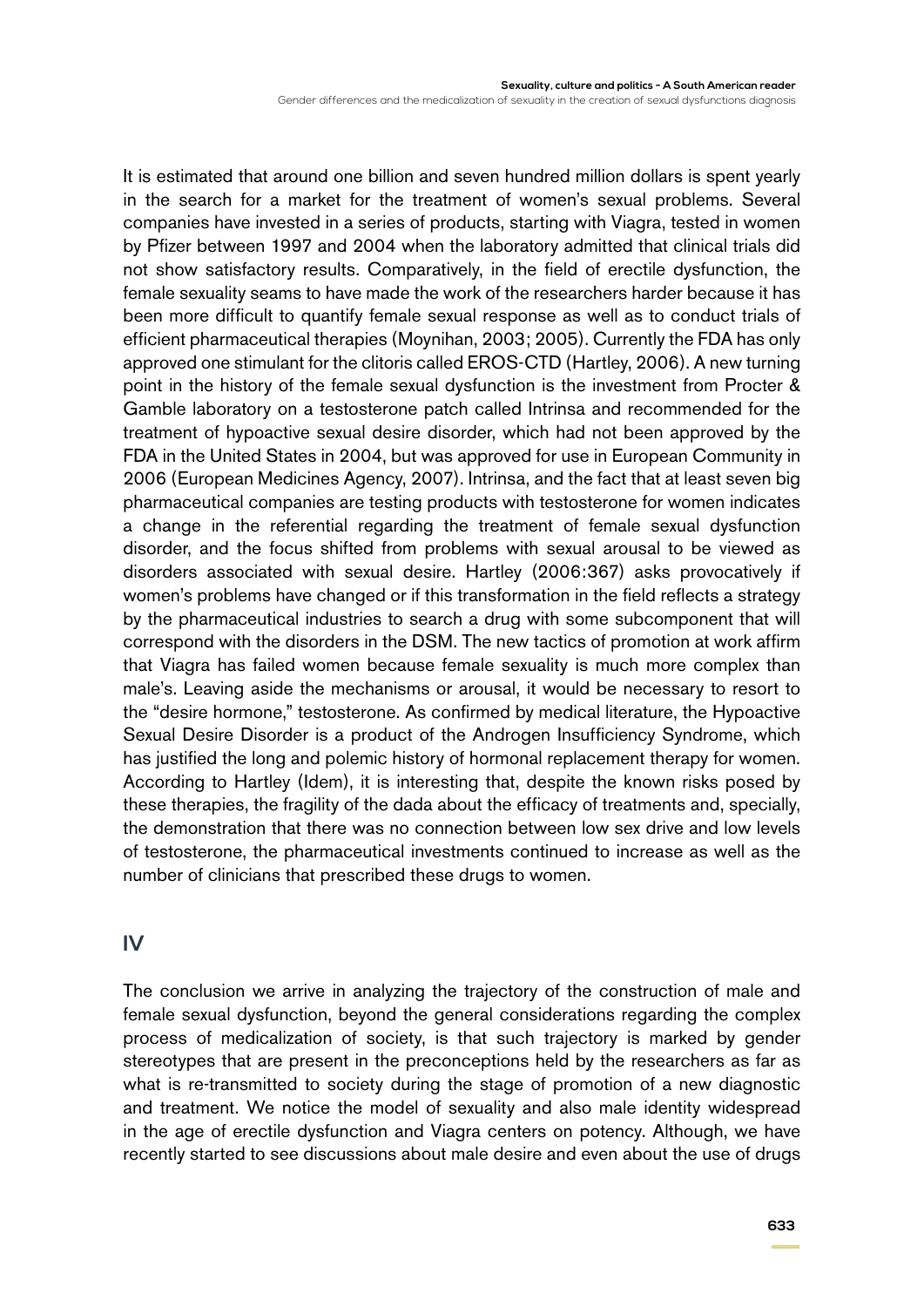It is estimated that around one billion and seven hundred million dollars is spent yearly in the search for a market for the treatment of women's sexual problems. Several companies have invested in a series of products, starting with Viagra, tested in women by Pfizer between 1997 and 2004 when the laboratory admitted that clinical trials did not show satisfactory results. Comparatively, in the field of erectile dysfunction, the female sexuality seams to have made the work of the researchers harder because it has been more difficult to quantify female sexual response as well as to conduct trials of efficient pharmaceutical therapies (Moynihan, 2003; 2005). Currently the FDA has only approved one stimulant for the clitoris called EROS-CTD (Hartley, 2006). A new turning point in the history of the female sexual dysfunction is the investment from Procter & Gamble laboratory on a testosterone patch called Intrinsa and recommended for the treatment of hypoactive sexual desire disorder, which had not been approved by the FDA in the United States in 2004, but was approved for use in European Community in 2006 (European Medicines Agency, 2007). Intrinsa, and the fact that at least seven big pharmaceutical companies are testing products with testosterone for women indicates a change in the referential regarding the treatment of female sexual dysfunction disorder, and the focus shifted from problems with sexual arousal to be viewed as disorders associated with sexual desire. Hartley (2006:367) asks provocatively if women's problems have changed or if this transformation in the field reflects a strategy by the pharmaceutical industries to search a drug with some subcomponent that will correspond with the disorders in the DSM. The new tactics of promotion at work affirm that Viagra has failed women because female sexuality is much more complex than male's. Leaving aside the mechanisms or arousal, it would be necessary to resort to the "desire hormone," testosterone. As confirmed by medical literature, the Hypoactive Sexual Desire Disorder is a product of the Androgen Insufficiency Syndrome, which has justified the long and polemic history of hormonal replacement therapy for women. According to Hartley (Idem), it is interesting that, despite the known risks posed by these therapies, the fragility of the dada about the efficacy of treatments and, specially, the demonstration that there was no connection between low sex drive and low levels of testosterone, the pharmaceutical investments continued to increase as well as the number of clinicians that prescribed these drugs to women.

## IV

The conclusion we arrive in analyzing the trajectory of the construction of male and female sexual dysfunction, beyond the general considerations regarding the complex process of medicalization of society, is that such trajectory is marked by gender stereotypes that are present in the preconceptions held by the researchers as far as what is re-transmitted to society during the stage of promotion of a new diagnostic and treatment. We notice the model of sexuality and also male identity widespread in the age of erectile dysfunction and Viagra centers on potency. Although, we have recently started to see discussions about male desire and even about the use of drugs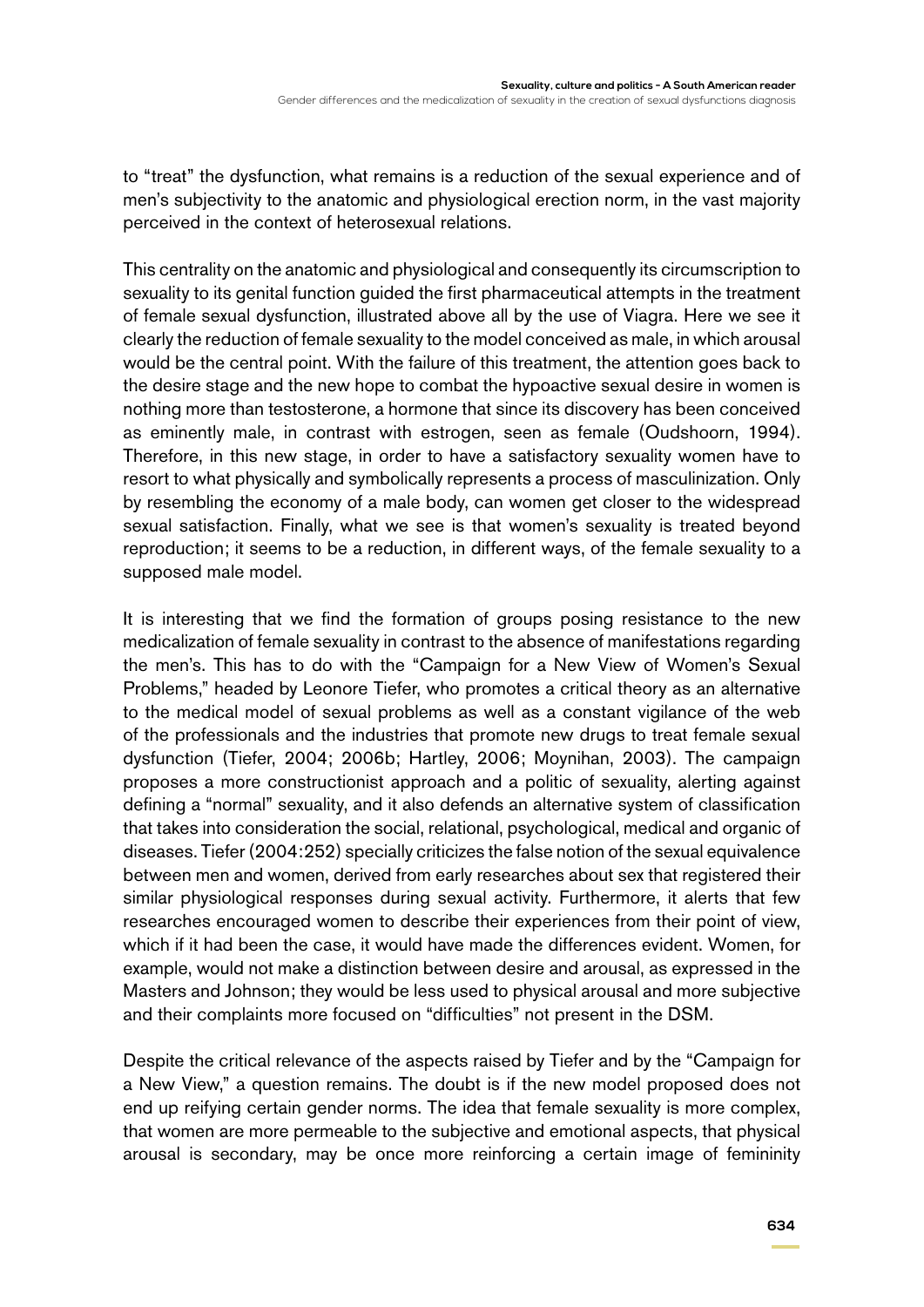to "treat" the dysfunction, what remains is a reduction of the sexual experience and of men's subjectivity to the anatomic and physiological erection norm, in the vast majority perceived in the context of heterosexual relations.

This centrality on the anatomic and physiological and consequently its circumscription to sexuality to its genital function guided the first pharmaceutical attempts in the treatment of female sexual dysfunction, illustrated above all by the use of Viagra. Here we see it clearly the reduction of female sexuality to the model conceived as male, in which arousal would be the central point. With the failure of this treatment, the attention goes back to the desire stage and the new hope to combat the hypoactive sexual desire in women is nothing more than testosterone, a hormone that since its discovery has been conceived as eminently male, in contrast with estrogen, seen as female (Oudshoorn, 1994). Therefore, in this new stage, in order to have a satisfactory sexuality women have to resort to what physically and symbolically represents a process of masculinization. Only by resembling the economy of a male body, can women get closer to the widespread sexual satisfaction. Finally, what we see is that women's sexuality is treated beyond reproduction; it seems to be a reduction, in different ways, of the female sexuality to a supposed male model.

It is interesting that we find the formation of groups posing resistance to the new medicalization of female sexuality in contrast to the absence of manifestations regarding the men's. This has to do with the "Campaign for a New View of Women's Sexual Problems," headed by Leonore Tiefer, who promotes a critical theory as an alternative to the medical model of sexual problems as well as a constant vigilance of the web of the professionals and the industries that promote new drugs to treat female sexual dysfunction (Tiefer, 2004; 2006b; Hartley, 2006; Moynihan, 2003). The campaign proposes a more constructionist approach and a politic of sexuality, alerting against defining a "normal" sexuality, and it also defends an alternative system of classification that takes into consideration the social, relational, psychological, medical and organic of diseases. Tiefer (2004:252) specially criticizes the false notion of the sexual equivalence between men and women, derived from early researches about sex that registered their similar physiological responses during sexual activity. Furthermore, it alerts that few researches encouraged women to describe their experiences from their point of view, which if it had been the case, it would have made the differences evident. Women, for example, would not make a distinction between desire and arousal, as expressed in the Masters and Johnson; they would be less used to physical arousal and more subjective and their complaints more focused on "difficulties" not present in the DSM.

Despite the critical relevance of the aspects raised by Tiefer and by the "Campaign for a New View," a question remains. The doubt is if the new model proposed does not end up reifying certain gender norms. The idea that female sexuality is more complex, that women are more permeable to the subjective and emotional aspects, that physical arousal is secondary, may be once more reinforcing a certain image of femininity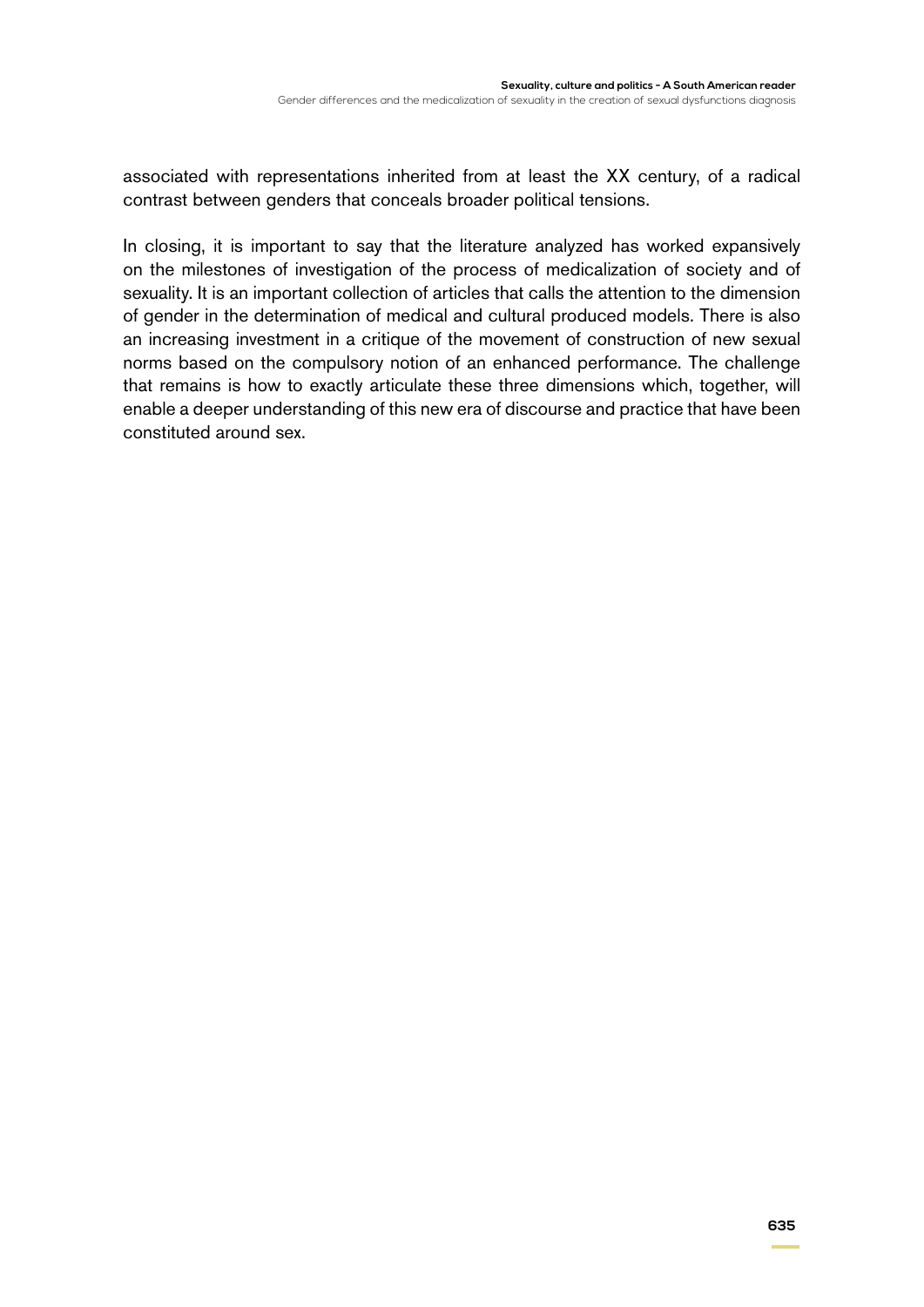associated with representations inherited from at least the XX century, of a radical contrast between genders that conceals broader political tensions.

In closing, it is important to say that the literature analyzed has worked expansively on the milestones of investigation of the process of medicalization of society and of sexuality. It is an important collection of articles that calls the attention to the dimension of gender in the determination of medical and cultural produced models. There is also an increasing investment in a critique of the movement of construction of new sexual norms based on the compulsory notion of an enhanced performance. The challenge that remains is how to exactly articulate these three dimensions which, together, will enable a deeper understanding of this new era of discourse and practice that have been constituted around sex.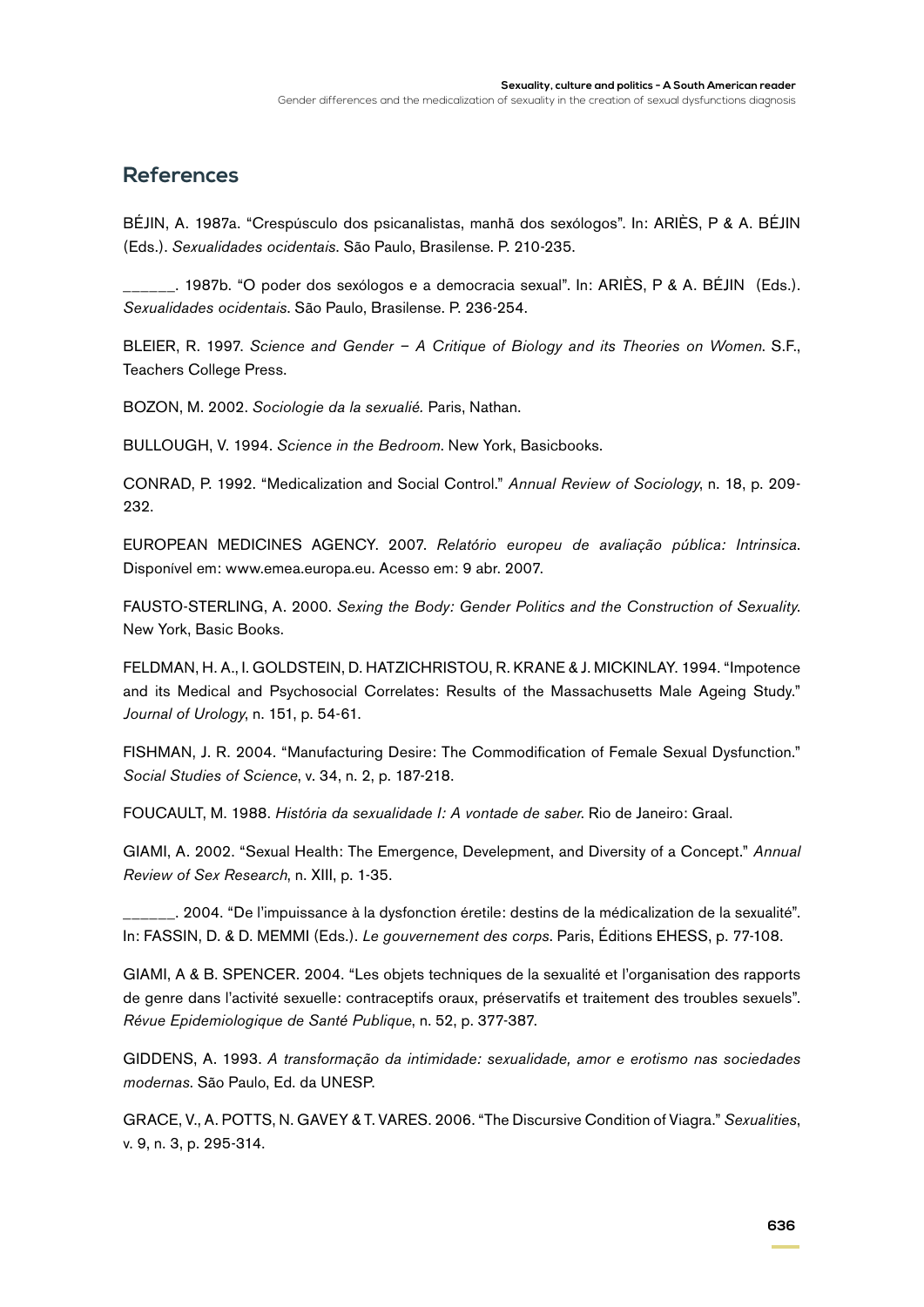## References

BÉJIN, A. 1987a. "Crepúsculo dos psicanalistas, manhã dos sexólogos". In: ARIÈS, P & A. BÉJIN (Eds.). *Sexualidades ocidentais*. São Paulo, Brasilense. P. 210-235.

______. 1987b. "O poder dos sexólogos e a democracia sexual". In: ARIÈS, P & A. BÉJIN (Eds.). *Sexualidades ocidentais*. São Paulo, Brasilense. P. 236-254.

BLEIER, R. 1997. *Science and Gender – A Critique of Biology and its Theories on Women*. S.F., Teachers College Press.

BOZON, M. 2002. *Sociologie da la sexualié.* Paris, Nathan.

BULLOUGH, V. 1994. *Science in the Bedroom*. New York, Basicbooks.

CONRAD, P. 1992. "Medicalization and Social Control." *Annual Review of Sociology*, n. 18, p. 209-232.

EUROPEAN MEDICINES AGENCY. 2007. *Relatório europeu de avaliação pública: Intrinsica*. Disponível em: www.emea.europa.eu. Acesso em: 9 abr. 2007.

FAUSTO-STERLING, A. 2000. *Sexing the Body: Gender Politics and the Construction of Sexuality*. New York, Basic Books.

FELDMAN, H. A., I. GOLDSTEIN, D. HATZICHRISTOU, R. KRANE & J. MICKINLAY. 1994. "Impotence and its Medical and Psychosocial Correlates: Results of the Massachusetts Male Ageing Study." *Journal of Urology*, n. 151, p. 54-61.

FISHMAN, J. R. 2004. "Manufacturing Desire: The Commodification of Female Sexual Dysfunction." *Social Studies of Science*, v. 34, n. 2, p. 187-218.

FOUCAULT, M. 1988. *História da sexualidade I: A vontade de saber*. Rio de Janeiro: Graal.

GIAMI, A. 2002. "Sexual Health: The Emergence, Develepment, and Diversity of a Concept." *Annual Review of Sex Research*, n. XIII, p. 1-35.

______. 2004. "De l'impuissance à la dysfonction éretile: destins de la médicalization de la sexualité". In: FASSIN, D. & D. MEMMI (Eds.). *Le gouvernement des corps*. Paris, Éditions EHESS, p. 77-108.

GIAMI, A & B. SPENCER. 2004. "Les objets techniques de la sexualité et l'organisation des rapports de genre dans l'activité sexuelle: contraceptifs oraux, préservatifs et traitement des troubles sexuels". *Révue Epidemiologique de Santé Publique*, n. 52, p. 377-387.

GIDDENS, A. 1993. *A transformação da intimidade: sexualidade, amor e erotismo nas sociedades modernas*. São Paulo, Ed. da UNESP.

GRACE, V., A. POTTS, N. GAVEY & T. VARES. 2006. "The Discursive Condition of Viagra." *Sexualities*, v. 9, n. 3, p. 295-314.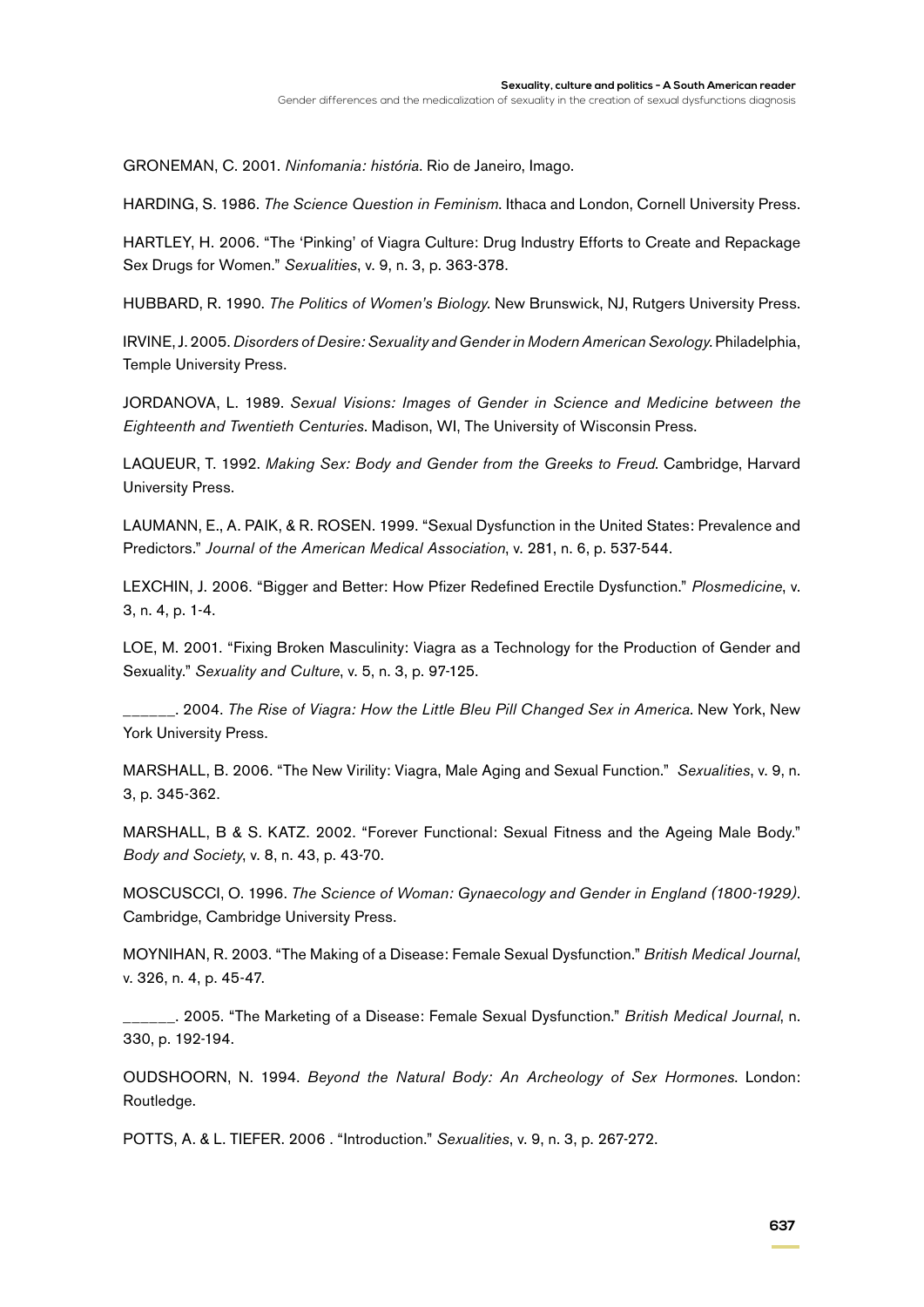GRONEMAN, C. 2001. *Ninfomania: história*. Rio de Janeiro, Imago.

HARDING, S. 1986. *The Science Question in Feminism*. Ithaca and London, Cornell University Press.

HARTLEY, H. 2006. "The 'Pinking' of Viagra Culture: Drug Industry Efforts to Create and Repackage Sex Drugs for Women." *Sexualities*, v. 9, n. 3, p. 363-378.

HUBBARD, R. 1990. *The Politics of Women's Biology*. New Brunswick, NJ, Rutgers University Press.

IRVINE, J. 2005. *Disorders of Desire: Sexuality and Gender in Modern American Sexology*. Philadelphia, Temple University Press.

JORDANOVA, L. 1989. *Sexual Visions: Images of Gender in Science and Medicine between the Eighteenth and Twentieth Centuries*. Madison, WI, The University of Wisconsin Press.

LAQUEUR, T. 1992. *Making Sex: Body and Gender from the Greeks to Freud*. Cambridge, Harvard University Press.

LAUMANN, E., A. PAIK, & R. ROSEN. 1999. "Sexual Dysfunction in the United States: Prevalence and Predictors." *Journal of the American Medical Association*, v. 281, n. 6, p. 537-544.

LEXCHIN, J. 2006. "Bigger and Better: How Pfizer Redefined Erectile Dysfunction." *Plosmedicine*, v. 3, n. 4, p. 1-4.

LOE, M. 2001. "Fixing Broken Masculinity: Viagra as a Technology for the Production of Gender and Sexuality." *Sexuality and Culture*, v. 5, n. 3, p. 97-125.

______. 2004. *The Rise of Viagra: How the Little Bleu Pill Changed Sex in America*. New York, New York University Press.

MARSHALL, B. 2006. "The New Virility: Viagra, Male Aging and Sexual Function." *Sexualities*, v. 9, n. 3, p. 345-362.

MARSHALL, B & S. KATZ. 2002. "Forever Functional: Sexual Fitness and the Ageing Male Body." *Body and Society*, v. 8, n. 43, p. 43-70.

MOSCUSCCI, O. 1996. *The Science of Woman: Gynaecology and Gender in England (1800-1929)*. Cambridge, Cambridge University Press.

MOYNIHAN, R. 2003. "The Making of a Disease: Female Sexual Dysfunction." *British Medical Journal*, v. 326, n. 4, p. 45-47.

______. 2005. "The Marketing of a Disease: Female Sexual Dysfunction." *British Medical Journal*, n. 330, p. 192-194.

OUDSHOORN, N. 1994. *Beyond the Natural Body: An Archeology of Sex Hormones*. London: Routledge.

POTTS, A. & L. TIEFER. 2006 . "Introduction." *Sexualities*, v. 9, n. 3, p. 267-272.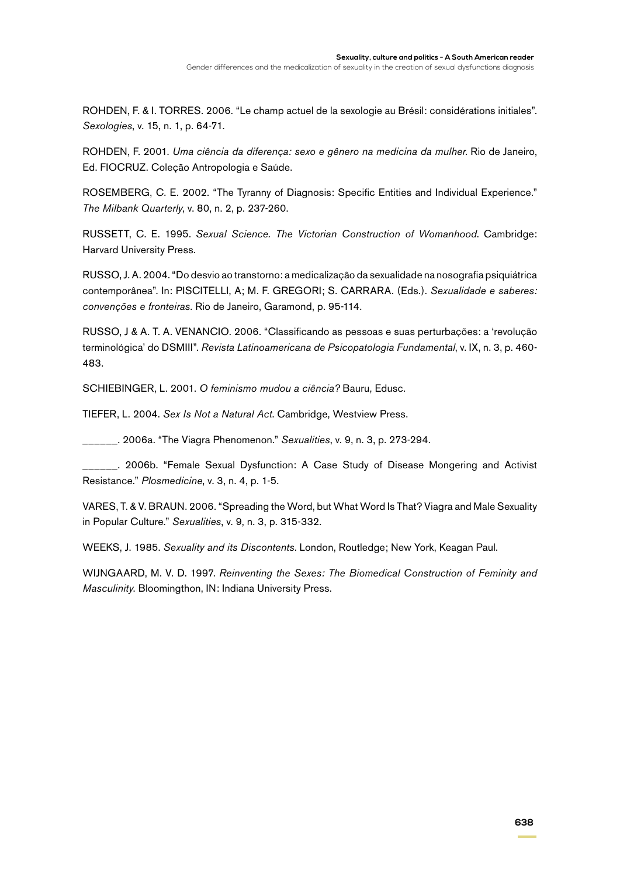ROHDEN, F. & I. TORRES. 2006. "Le champ actuel de la sexologie au Brésil: considérations initiales". *Sexologies*, v. 15, n. 1, p. 64-71.

ROHDEN, F. 2001. *Uma ciência da diferença: sexo e gênero na medicina da mulher*. Rio de Janeiro, Ed. FIOCRUZ. Coleção Antropologia e Saúde.

ROSEMBERG, C. E. 2002. "The Tyranny of Diagnosis: Specific Entities and Individual Experience." *The Milbank Quarterly*, v. 80, n. 2, p. 237-260.

RUSSETT, C. E. 1995. *Sexual Science. The Victorian Construction of Womanhood*. Cambridge: Harvard University Press.

RUSSO, J. A. 2004. "Do desvio ao transtorno: a medicalização da sexualidade na nosografia psiquiátrica contemporânea". In: PISCITELLI, A; M. F. GREGORI; S. CARRARA. (Eds.). *Sexualidade e saberes: convenções e fronteiras*. Rio de Janeiro, Garamond, p. 95-114.

RUSSO, J & A. T. A. VENANCIO. 2006. "Classificando as pessoas e suas perturbações: a 'revolução terminológica' do DSMIII". *Revista Latinoamericana de Psicopatologia Fundamental*, v. IX, n. 3, p. 460-483.

SCHIEBINGER, L. 2001. *O feminismo mudou a ciência?* Bauru, Edusc.

TIEFER, L. 2004. *Sex Is Not a Natural Act*. Cambridge, Westview Press.

______. 2006a. "The Viagra Phenomenon." *Sexualities*, v. 9, n. 3, p. 273-294.

______. 2006b. "Female Sexual Dysfunction: A Case Study of Disease Mongering and Activist Resistance." *Plosmedicine*, v. 3, n. 4, p. 1-5.

VARES, T. & V. BRAUN. 2006. "Spreading the Word, but What Word Is That? Viagra and Male Sexuality in Popular Culture." *Sexualities*, v. 9, n. 3, p. 315-332.

WEEKS, J. 1985. *Sexuality and its Discontents*. London, Routledge; New York, Keagan Paul.

WIJNGAARD, M. V. D. 1997. *Reinventing the Sexes: The Biomedical Construction of Feminity and Masculinity*. Bloomingthon, IN: Indiana University Press.